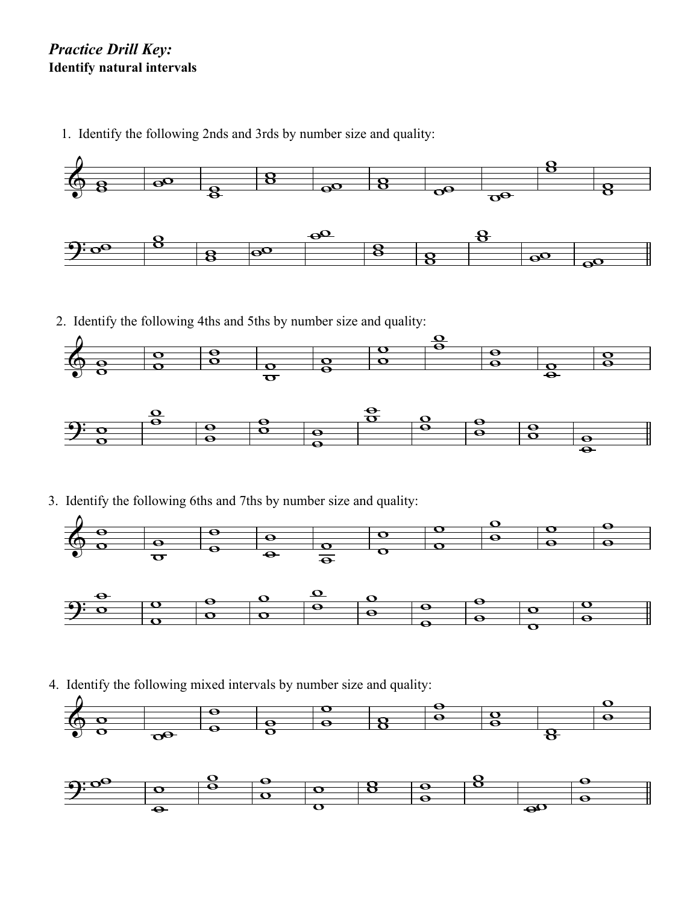*Practice Drill Key:*
**Identify natural intervals**

1. Identify the following 2nds and 3rds by number size and quality:

2. Identify the following 4ths and 5ths by number size and quality:

3. Identify the following 6ths and 7ths by number size and quality:

4. Identify the following mixed intervals by number size and quality: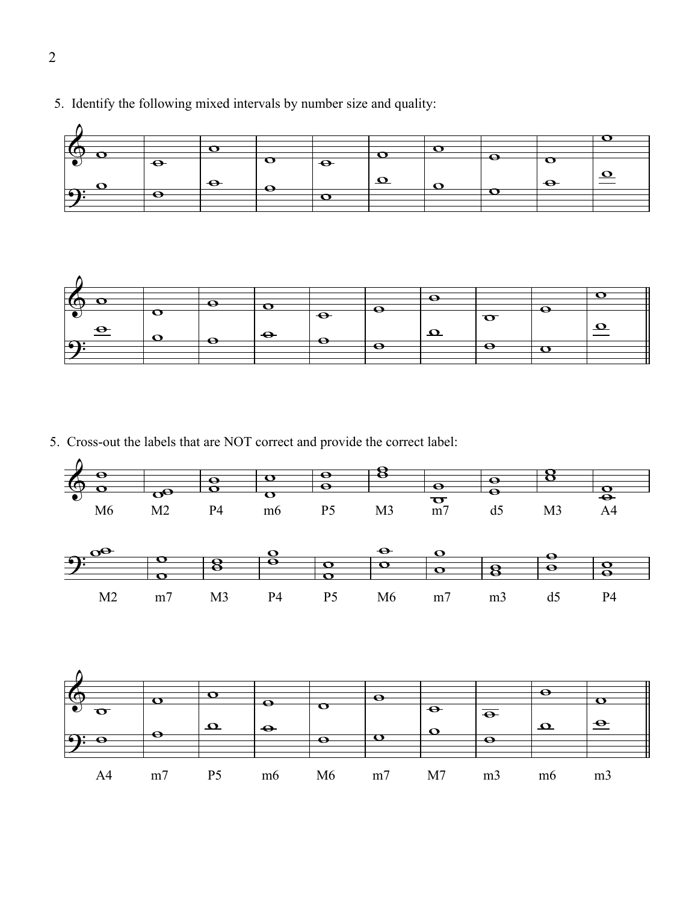5. Identify the following mixed intervals by number size and quality:

5. Cross-out the labels that are NOT correct and provide the correct label:

M6 M2 P4 m6 P5 M3 m7 d5 M3 A4

M2 m7 M3 P4 P5 M6 m7 m3 d5 P4

A4 m7 P5 m6 M6 m7 M7 m3 m6 m3